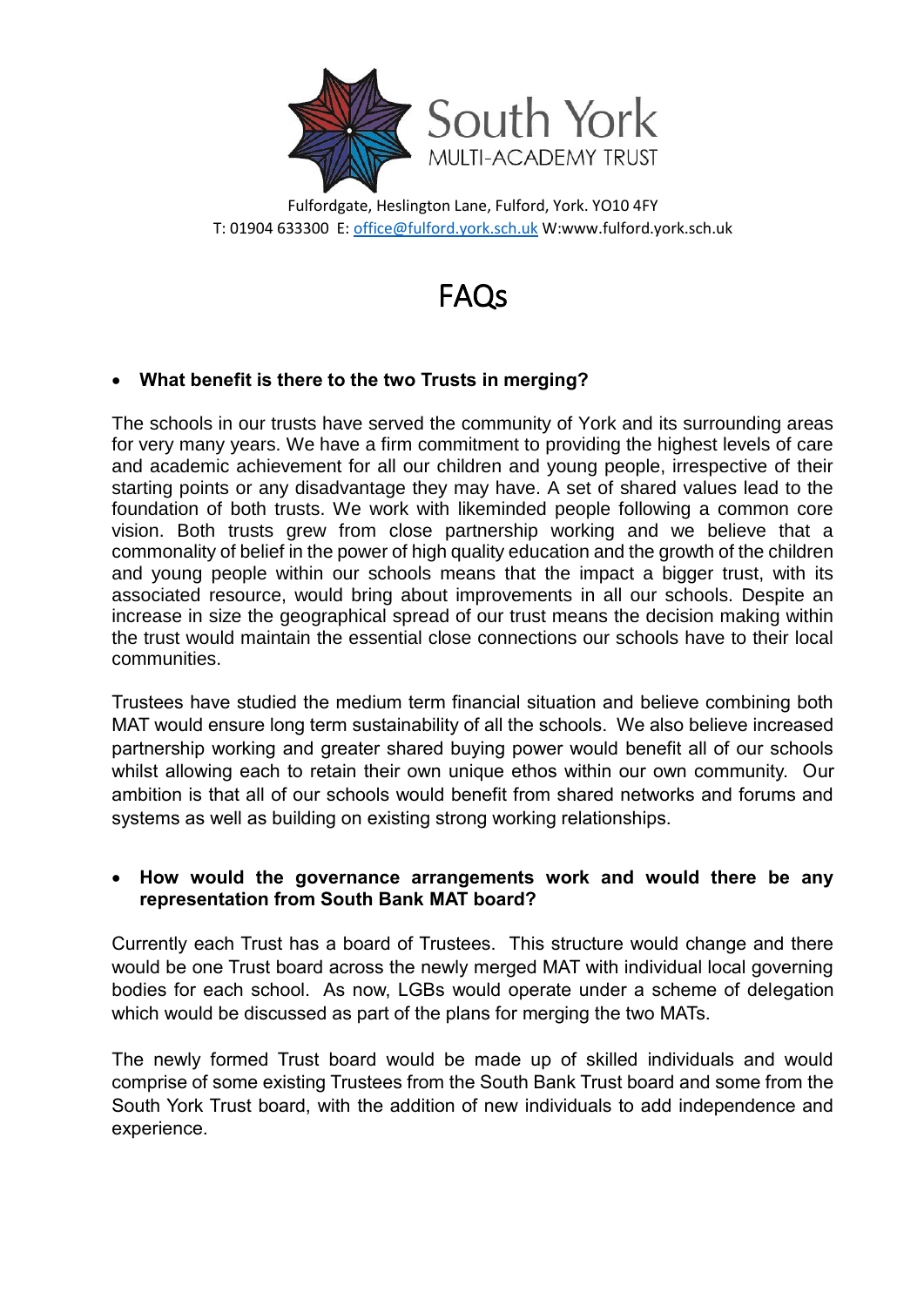South York
MULTI-ACADEMY TRUST

Fulfordgate, Heslington Lane, Fulford, York. YO10 4FY
T: 01904 633300 E: office@fulford.york.sch.uk W:www.fulford.york.sch.uk

# FAQs

- **What benefit is there to the two Trusts in merging?**

The schools in our trusts have served the community of York and its surrounding areas for very many years. We have a firm commitment to providing the highest levels of care and academic achievement for all our children and young people, irrespective of their starting points or any disadvantage they may have. A set of shared values lead to the foundation of both trusts. We work with likeminded people following a common core vision. Both trusts grew from close partnership working and we believe that a commonality of belief in the power of high quality education and the growth of the children and young people within our schools means that the impact a bigger trust, with its associated resource, would bring about improvements in all our schools. Despite an increase in size the geographical spread of our trust means the decision making within the trust would maintain the essential close connections our schools have to their local communities.

Trustees have studied the medium term financial situation and believe combining both MAT would ensure long term sustainability of all the schools. We also believe increased partnership working and greater shared buying power would benefit all of our schools whilst allowing each to retain their own unique ethos within our own community. Our ambition is that all of our schools would benefit from shared networks and forums and systems as well as building on existing strong working relationships.

- **How would the governance arrangements work and would there be any representation from South Bank MAT board?**

Currently each Trust has a board of Trustees. This structure would change and there would be one Trust board across the newly merged MAT with individual local governing bodies for each school. As now, LGBs would operate under a scheme of delegation which would be discussed as part of the plans for merging the two MATs.

The newly formed Trust board would be made up of skilled individuals and would comprise of some existing Trustees from the South Bank Trust board and some from the South York Trust board, with the addition of new individuals to add independence and experience.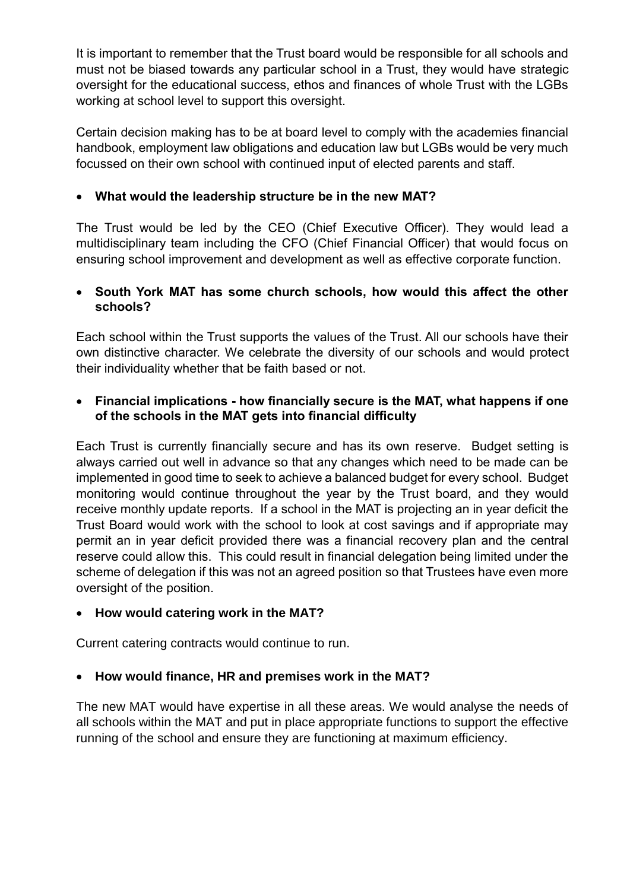It is important to remember that the Trust board would be responsible for all schools and must not be biased towards any particular school in a Trust, they would have strategic oversight for the educational success, ethos and finances of whole Trust with the LGBs working at school level to support this oversight.

Certain decision making has to be at board level to comply with the academies financial handbook, employment law obligations and education law but LGBs would be very much focussed on their own school with continued input of elected parents and staff.

- **What would the leadership structure be in the new MAT?**

The Trust would be led by the CEO (Chief Executive Officer). They would lead a multidisciplinary team including the CFO (Chief Financial Officer) that would focus on ensuring school improvement and development as well as effective corporate function.

- **South York MAT has some church schools, how would this affect the other schools?**

Each school within the Trust supports the values of the Trust. All our schools have their own distinctive character. We celebrate the diversity of our schools and would protect their individuality whether that be faith based or not.

- **Financial implications - how financially secure is the MAT, what happens if one of the schools in the MAT gets into financial difficulty**

Each Trust is currently financially secure and has its own reserve. Budget setting is always carried out well in advance so that any changes which need to be made can be implemented in good time to seek to achieve a balanced budget for every school. Budget monitoring would continue throughout the year by the Trust board, and they would receive monthly update reports. If a school in the MAT is projecting an in year deficit the Trust Board would work with the school to look at cost savings and if appropriate may permit an in year deficit provided there was a financial recovery plan and the central reserve could allow this. This could result in financial delegation being limited under the scheme of delegation if this was not an agreed position so that Trustees have even more oversight of the position.

- **How would catering work in the MAT?**

Current catering contracts would continue to run.

- **How would finance, HR and premises work in the MAT?**

The new MAT would have expertise in all these areas. We would analyse the needs of all schools within the MAT and put in place appropriate functions to support the effective running of the school and ensure they are functioning at maximum efficiency.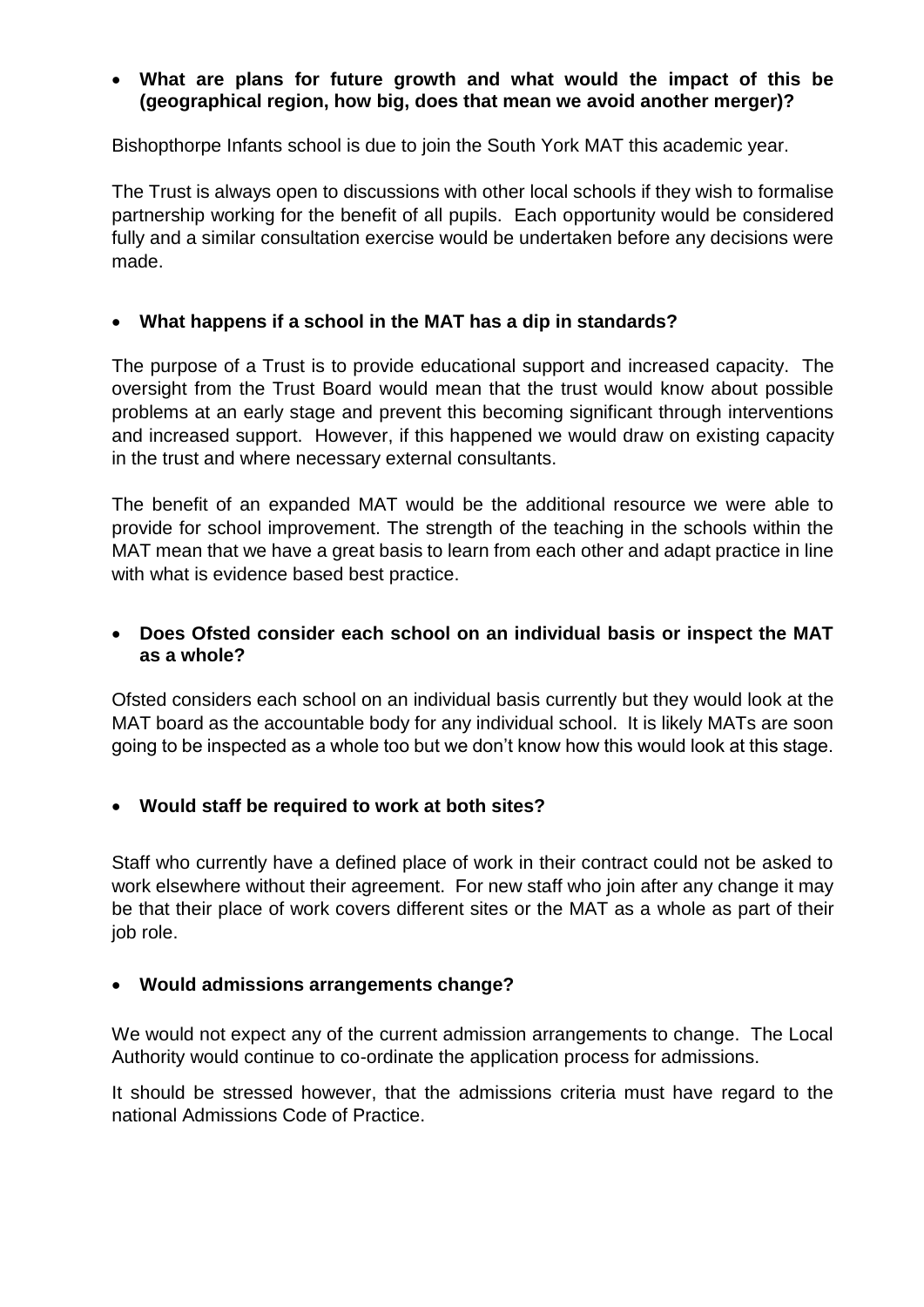- **What are plans for future growth and what would the impact of this be (geographical region, how big, does that mean we avoid another merger)?**

Bishopthorpe Infants school is due to join the South York MAT this academic year.

The Trust is always open to discussions with other local schools if they wish to formalise partnership working for the benefit of all pupils. Each opportunity would be considered fully and a similar consultation exercise would be undertaken before any decisions were made.

- **What happens if a school in the MAT has a dip in standards?**

The purpose of a Trust is to provide educational support and increased capacity. The oversight from the Trust Board would mean that the trust would know about possible problems at an early stage and prevent this becoming significant through interventions and increased support. However, if this happened we would draw on existing capacity in the trust and where necessary external consultants.

The benefit of an expanded MAT would be the additional resource we were able to provide for school improvement. The strength of the teaching in the schools within the MAT mean that we have a great basis to learn from each other and adapt practice in line with what is evidence based best practice.

- **Does Ofsted consider each school on an individual basis or inspect the MAT as a whole?**

Ofsted considers each school on an individual basis currently but they would look at the MAT board as the accountable body for any individual school. It is likely MATs are soon going to be inspected as a whole too but we don't know how this would look at this stage.

- **Would staff be required to work at both sites?**

Staff who currently have a defined place of work in their contract could not be asked to work elsewhere without their agreement. For new staff who join after any change it may be that their place of work covers different sites or the MAT as a whole as part of their job role.

- **Would admissions arrangements change?**

We would not expect any of the current admission arrangements to change. The Local Authority would continue to co-ordinate the application process for admissions.

It should be stressed however, that the admissions criteria must have regard to the national Admissions Code of Practice.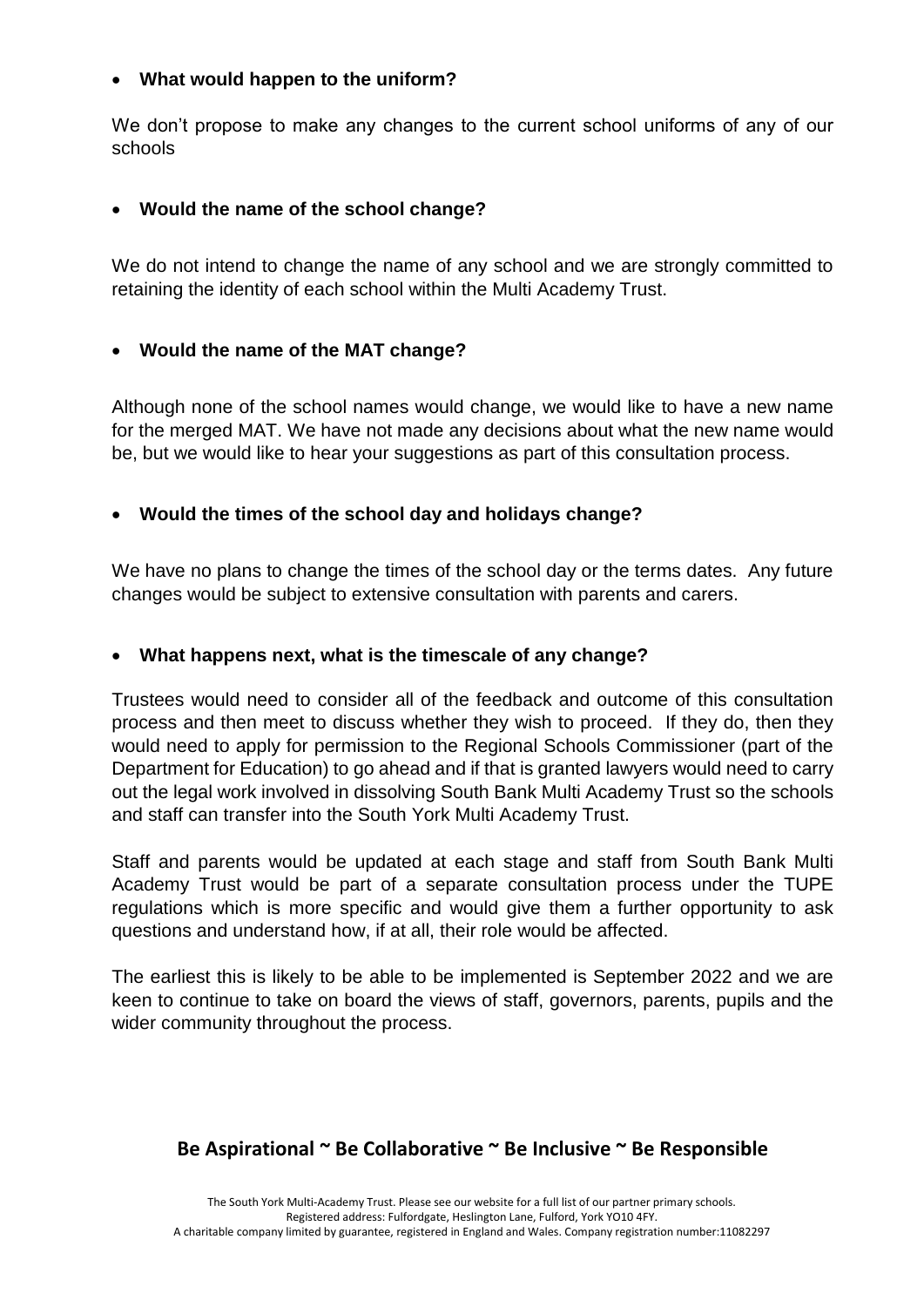- **What would happen to the uniform?**

We don't propose to make any changes to the current school uniforms of any of our schools

- **Would the name of the school change?**

We do not intend to change the name of any school and we are strongly committed to retaining the identity of each school within the Multi Academy Trust.

- **Would the name of the MAT change?**

Although none of the school names would change, we would like to have a new name for the merged MAT. We have not made any decisions about what the new name would be, but we would like to hear your suggestions as part of this consultation process.

- **Would the times of the school day and holidays change?**

We have no plans to change the times of the school day or the terms dates. Any future changes would be subject to extensive consultation with parents and carers.

- **What happens next, what is the timescale of any change?**

Trustees would need to consider all of the feedback and outcome of this consultation process and then meet to discuss whether they wish to proceed. If they do, then they would need to apply for permission to the Regional Schools Commissioner (part of the Department for Education) to go ahead and if that is granted lawyers would need to carry out the legal work involved in dissolving South Bank Multi Academy Trust so the schools and staff can transfer into the South York Multi Academy Trust.

Staff and parents would be updated at each stage and staff from South Bank Multi Academy Trust would be part of a separate consultation process under the TUPE regulations which is more specific and would give them a further opportunity to ask questions and understand how, if at all, their role would be affected.

The earliest this is likely to be able to be implemented is September 2022 and we are keen to continue to take on board the views of staff, governors, parents, pupils and the wider community throughout the process.

**Be Aspirational ~ Be Collaborative ~ Be Inclusive ~ Be Responsible**

The South York Multi-Academy Trust. Please see our website for a full list of our partner primary schools.
Registered address: Fulfordgate, Heslington Lane, Fulford, York YO10 4FY.
A charitable company limited by guarantee, registered in England and Wales. Company registration number:11082297